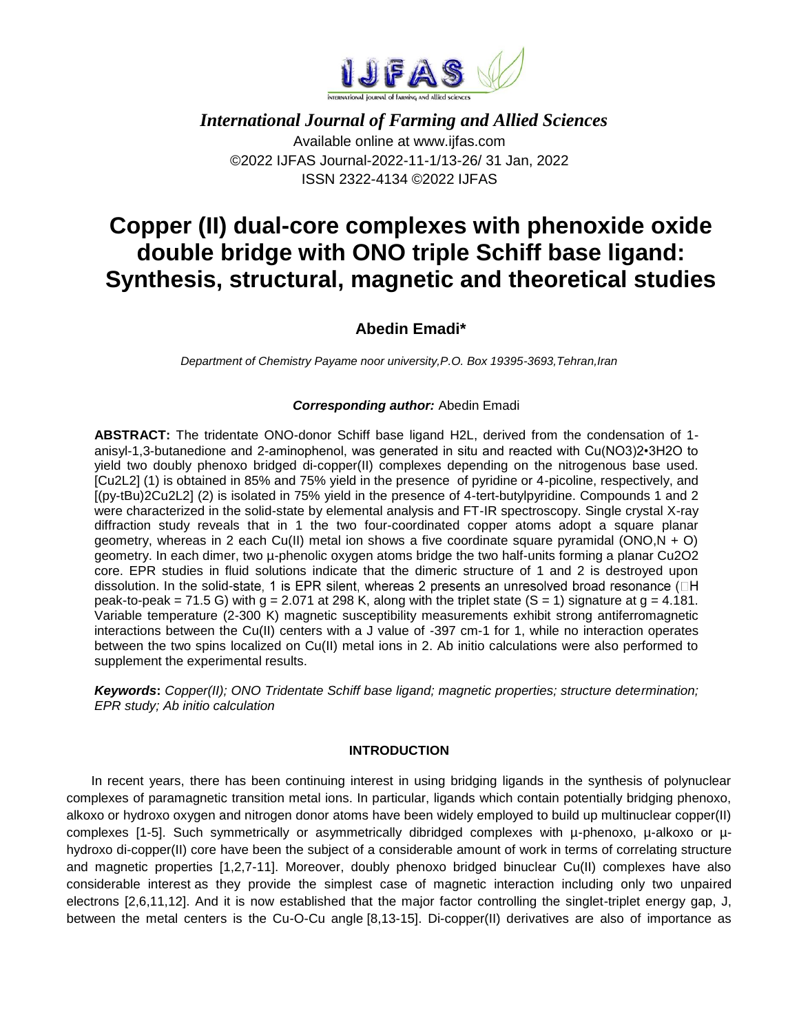*International Journal of Farming and Allied Sciences*

Available online at www.ijfas.com

©2022 IJFAS Journal-2022-11-1/13-26/ 31 Jan, 2022

ISSN 2322-4134 ©2022 IJFAS

# Copper (II) dual-core complexes with phenoxide oxide double bridge with ONO triple Schiff base ligand: Synthesis, structural, magnetic and theoretical studies

## Abedin Emadi*

*Department of Chemistry Payame noor university,P.O. Box 19395-3693,Tehran,Iran*

***Corresponding author:*** Abedin Emadi

**ABSTRACT:** The tridentate ONO-donor Schiff base ligand H2L, derived from the condensation of 1-anisyl-1,3-butanedione and 2-aminophenol, was generated in situ and reacted with $Cu(NO_3)_2$•$3H_2O$ to yield two doubly phenoxo bridged di-copper(II) complexes depending on the nitrogenous base used. $[Cu_2L_2]$ (1) is obtained in 85% and 75% yield in the presence of pyridine or 4-picoline, respectively, and $[(py\text{-}tBu)_2Cu_2L_2]$ (2) is isolated in 75% yield in the presence of 4-tert-butylpyridine. Compounds 1 and 2 were characterized in the solid-state by elemental analysis and FT-IR spectroscopy. Single crystal X-ray diffraction study reveals that in 1 the two four-coordinated copper atoms adopt a square planar geometry, whereas in 2 each Cu(II) metal ion shows a five coordinate square pyramidal (ONO,N + O) geometry. In each dimer, two µ-phenolic oxygen atoms bridge the two half-units forming a planar $Cu_2O_2$ core. EPR studies in fluid solutions indicate that the dimeric structure of 1 and 2 is destroyed upon dissolution. In the solid-state, 1 is EPR silent, whereas 2 presents an unresolved broad resonance ($\Delta$H peak-to-peak = 71.5 G) with g = 2.071 at 298 K, along with the triplet state (S = 1) signature at g = 4.181. Variable temperature (2-300 K) magnetic susceptibility measurements exhibit strong antiferromagnetic interactions between the Cu(II) centers with a J value of -397 $cm^{-1}$ for 1, while no interaction operates between the two spins localized on Cu(II) metal ions in 2. Ab initio calculations were also performed to supplement the experimental results.

***Keywords*:** *Copper(II); ONO Tridentate Schiff base ligand; magnetic properties; structure determination; EPR study; Ab initio calculation*

## INTRODUCTION

In recent years, there has been continuing interest in using bridging ligands in the synthesis of polynuclear complexes of paramagnetic transition metal ions. In particular, ligands which contain potentially bridging phenoxo, alkoxo or hydroxo oxygen and nitrogen donor atoms have been widely employed to build up multinuclear copper(II) complexes [1-5]. Such symmetrically or asymmetrically dibridged complexes with µ-phenoxo, µ-alkoxo or µ-hydroxo di-copper(II) core have been the subject of a considerable amount of work in terms of correlating structure and magnetic properties [1,2,7-11]. Moreover, doubly phenoxo bridged binuclear Cu(II) complexes have also considerable interest as they provide the simplest case of magnetic interaction including only two unpaired electrons [2,6,11,12]. And it is now established that the major factor controlling the singlet-triplet energy gap, J, between the metal centers is the Cu-O-Cu angle [8,13-15]. Di-copper(II) derivatives are also of importance as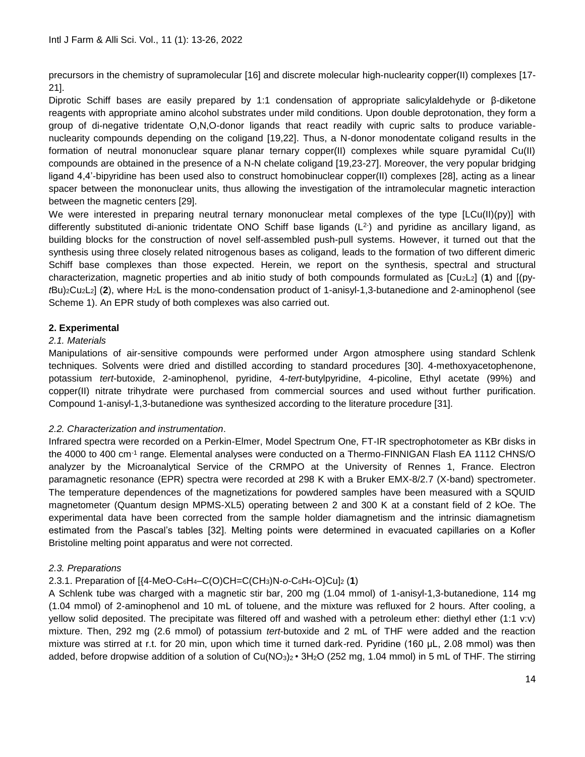precursors in the chemistry of supramolecular [16] and discrete molecular high-nuclearity copper(II) complexes [17-21].

Diprotic Schiff bases are easily prepared by 1:1 condensation of appropriate salicylaldehyde or β-diketone reagents with appropriate amino alcohol substrates under mild conditions. Upon double deprotonation, they form a group of di-negative tridentate O,N,O-donor ligands that react readily with cupric salts to produce variable-nuclearity compounds depending on the coligand [19,22]. Thus, a N-donor monodentate coligand results in the formation of neutral mononuclear square planar ternary copper(II) complexes while square pyramidal Cu(II) compounds are obtained in the presence of a N-N chelate coligand [19,23-27]. Moreover, the very popular bridging ligand 4,4'-bipyridine has been used also to construct homobinuclear copper(II) complexes [28], acting as a linear spacer between the mononuclear units, thus allowing the investigation of the intramolecular magnetic interaction between the magnetic centers [29].

We were interested in preparing neutral ternary mononuclear metal complexes of the type [LCu(II)(py)] with differently substituted di-anionic tridentate ONO Schiff base ligands ($L^{2-}$) and pyridine as ancillary ligand, as building blocks for the construction of novel self-assembled push-pull systems. However, it turned out that the synthesis using three closely related nitrogenous bases as coligand, leads to the formation of two different dimeric Schiff base complexes than those expected. Herein, we report on the synthesis, spectral and structural characterization, magnetic properties and ab initio study of both compounds formulated as [$Cu_2L_2$] (**1**) and [(py-*t*Bu)$_2$$Cu_2L_2$] (**2**), where $H_2L$ is the mono-condensation product of 1-anisyl-1,3-butanedione and 2-aminophenol (see Scheme 1). An EPR study of both complexes was also carried out.

## 2. Experimental

### *2.1. Materials*

Manipulations of air-sensitive compounds were performed under Argon atmosphere using standard Schlenk techniques. Solvents were dried and distilled according to standard procedures [30]. 4-methoxyacetophenone, potassium *tert*-butoxide, 2-aminophenol, pyridine, 4-*tert*-butylpyridine, 4-picoline, Ethyl acetate (99%) and copper(II) nitrate trihydrate were purchased from commercial sources and used without further purification. Compound 1-anisyl-1,3-butanedione was synthesized according to the literature procedure [31].

### *2.2. Characterization and instrumentation*.

Infrared spectra were recorded on a Perkin-Elmer, Model Spectrum One, FT-IR spectrophotometer as KBr disks in the 4000 to 400 $cm^{-1}$ range. Elemental analyses were conducted on a Thermo-FINNIGAN Flash EA 1112 CHNS/O analyzer by the Microanalytical Service of the CRMPO at the University of Rennes 1, France. Electron paramagnetic resonance (EPR) spectra were recorded at 298 K with a Bruker EMX-8/2.7 (X-band) spectrometer. The temperature dependences of the magnetizations for powdered samples have been measured with a SQUID magnetometer (Quantum design MPMS-XL5) operating between 2 and 300 K at a constant field of 2 kOe. The experimental data have been corrected from the sample holder diamagnetism and the intrinsic diamagnetism estimated from the Pascal's tables [32]. Melting points were determined in evacuated capillaries on a Kofler Bristoline melting point apparatus and were not corrected.

### *2.3. Preparations*

2.3.1. Preparation of [{4-MeO-$C_6H_4$–C(O)CH=C($CH_3$)N-*o*-$C_6H_4$-O}Cu]$_2$ (**1**)

A Schlenk tube was charged with a magnetic stir bar, 200 mg (1.04 mmol) of 1-anisyl-1,3-butanedione, 114 mg (1.04 mmol) of 2-aminophenol and 10 mL of toluene, and the mixture was refluxed for 2 hours. After cooling, a yellow solid deposited. The precipitate was filtered off and washed with a petroleum ether: diethyl ether (1:1 v:v) mixture. Then, 292 mg (2.6 mmol) of potassium *tert*-butoxide and 2 mL of THF were added and the reaction mixture was stirred at r.t. for 20 min, upon which time it turned dark-red. Pyridine (160 µL, 2.08 mmol) was then added, before dropwise addition of a solution of $Cu(NO_3)_2 \cdot 3H_2O$ (252 mg, 1.04 mmol) in 5 mL of THF. The stirring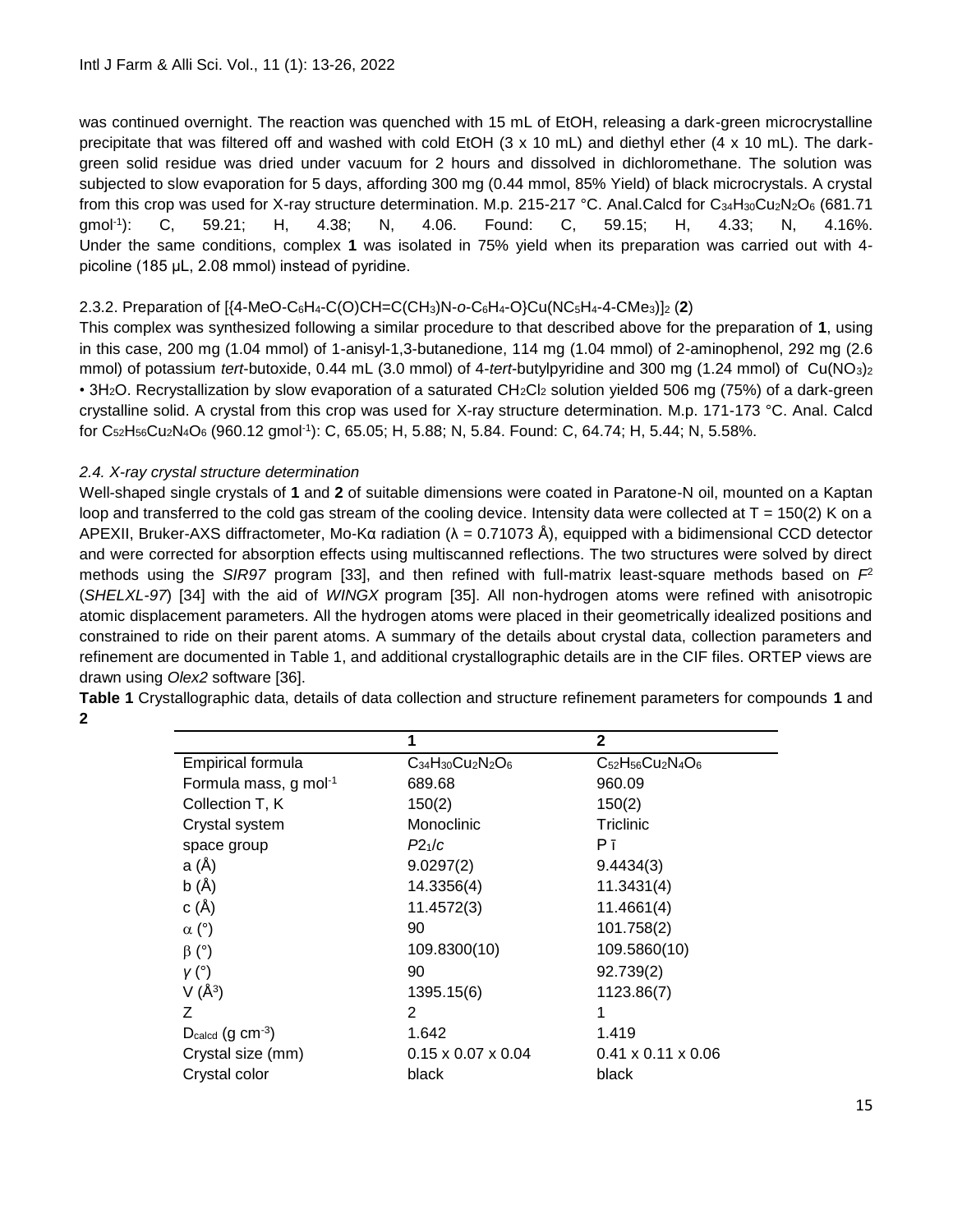was continued overnight. The reaction was quenched with 15 mL of EtOH, releasing a dark-green microcrystalline precipitate that was filtered off and washed with cold EtOH (3 x 10 mL) and diethyl ether (4 x 10 mL). The dark-green solid residue was dried under vacuum for 2 hours and dissolved in dichloromethane. The solution was subjected to slow evaporation for 5 days, affording 300 mg (0.44 mmol, 85% Yield) of black microcrystals. A crystal from this crop was used for X-ray structure determination. M.p. 215-217 °C. Anal.Calcd for $C_{34}H_{30}Cu_2N_2O_6$ (681.71 gmol$^{-1}$): C, 59.21; H, 4.38; N, 4.06. Found: C, 59.15; H, 4.33; N, 4.16%. Under the same conditions, complex **1** was isolated in 75% yield when its preparation was carried out with 4-picoline (185 µL, 2.08 mmol) instead of pyridine.

2.3.2. Preparation of [{4-MeO-$C_6H_4$-C(O)CH=C($CH_3$)N-*o*-$C_6H_4$-O}Cu($NC_5H_4$-4-$CMe_3$)]$_2$ (**2**)

This complex was synthesized following a similar procedure to that described above for the preparation of **1**, using in this case, 200 mg (1.04 mmol) of 1-anisyl-1,3-butanedione, 114 mg (1.04 mmol) of 2-aminophenol, 292 mg (2.6 mmol) of potassium *tert*-butoxide, 0.44 mL (3.0 mmol) of 4-*tert*-butylpyridine and 300 mg (1.24 mmol) of $Cu(NO_3)_2$ • $3H_2O$. Recrystallization by slow evaporation of a saturated $CH_2Cl_2$ solution yielded 506 mg (75%) of a dark-green crystalline solid. A crystal from this crop was used for X-ray structure determination. M.p. 171-173 °C. Anal. Calcd for $C_{52}H_{56}Cu_2N_4O_6$ (960.12 gmol$^{-1}$): C, 65.05; H, 5.88; N, 5.84. Found: C, 64.74; H, 5.44; N, 5.58%.

*2.4. X-ray crystal structure determination*

Well-shaped single crystals of **1** and **2** of suitable dimensions were coated in Paratone-N oil, mounted on a Kaptan loop and transferred to the cold gas stream of the cooling device. Intensity data were collected at T = 150(2) K on a APEXII, Bruker-AXS diffractometer, Mo-Kα radiation (λ = 0.71073 Å), equipped with a bidimensional CCD detector and were corrected for absorption effects using multiscanned reflections. The two structures were solved by direct methods using the *SIR97* program [33], and then refined with full-matrix least-square methods based on $F^2$ (*SHELXL-97*) [34] with the aid of *WINGX* program [35]. All non-hydrogen atoms were refined with anisotropic atomic displacement parameters. All the hydrogen atoms were placed in their geometrically idealized positions and constrained to ride on their parent atoms. A summary of the details about crystal data, collection parameters and refinement are documented in Table 1, and additional crystallographic details are in the CIF files. ORTEP views are drawn using *Olex2* software [36].

**Table 1** Crystallographic data, details of data collection and structure refinement parameters for compounds **1** and **2**

| | 1 | 2 |
|---|---|---|
| Empirical formula | $C_{34}H_{30}Cu_2N_2O_6$ | $C_{52}H_{56}Cu_2N_4O_6$ |
| Formula mass, g mol$^{-1}$ | 689.68 | 960.09 |
| Collection T, K | 150(2) | 150(2) |
| Crystal system | Monoclinic | Triclinic |
| space group | $P2_1/c$ | $P\bar{1}$ |
| a (Å) | 9.0297(2) | 9.4434(3) |
| b (Å) | 14.3356(4) | 11.3431(4) |
| c (Å) | 11.4572(3) | 11.4661(4) |
| α (°) | 90 | 101.758(2) |
| β (°) | 109.8300(10) | 109.5860(10) |
| γ (°) | 90 | 92.739(2) |
| V (Å$^3$) | 1395.15(6) | 1123.86(7) |
| Z | 2 | 1 |
| $D_{calcd}$ (g cm$^{-3}$) | 1.642 | 1.419 |
| Crystal size (mm) | 0.15 x 0.07 x 0.04 | 0.41 x 0.11 x 0.06 |
| Crystal color | black | black |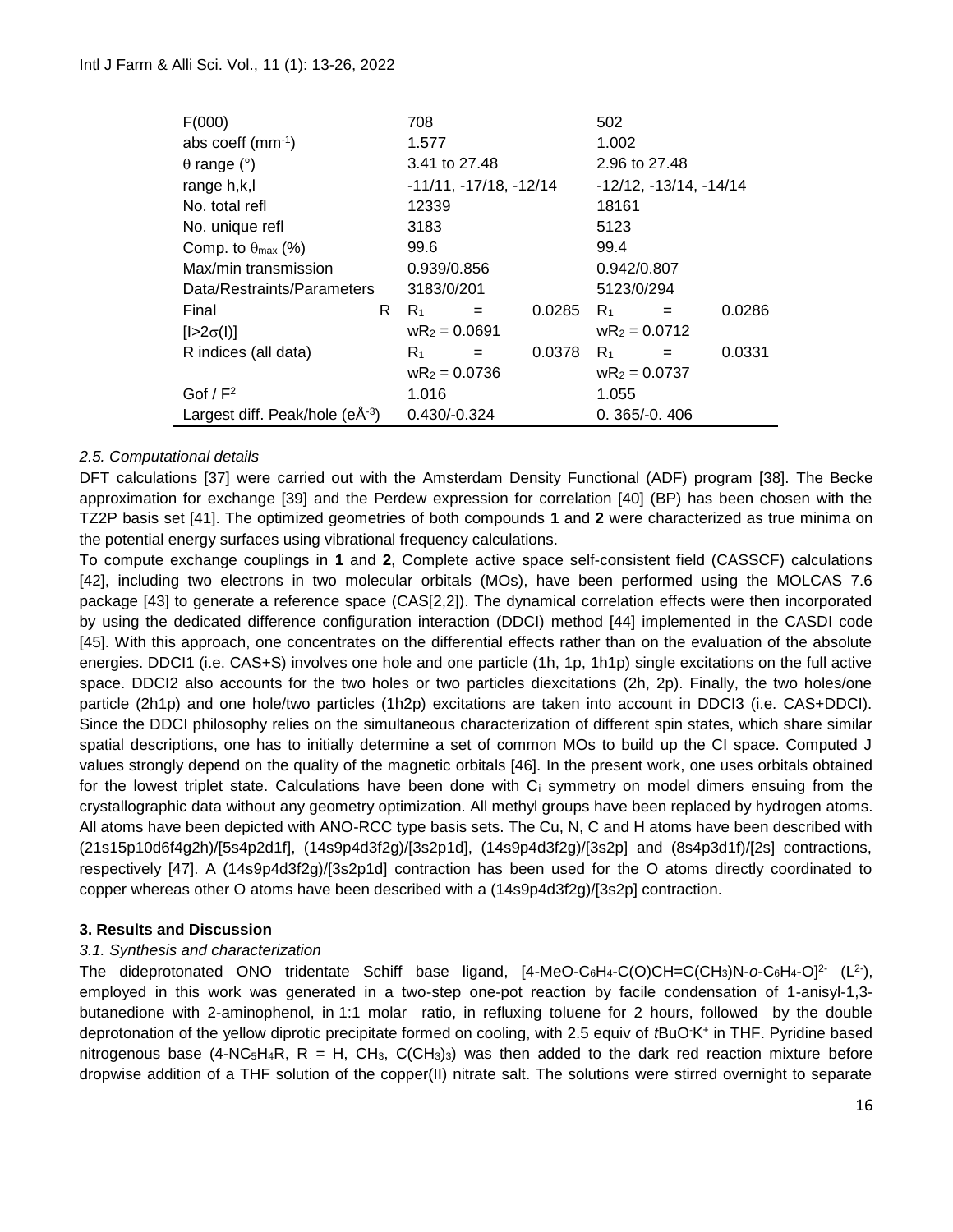| | | |
|---|---|---|
| F(000) | 708 | 502 |
| abs coeff ($mm^{-1}$) | 1.577 | 1.002 |
| $\theta$ range (°) | 3.41 to 27.48 | 2.96 to 27.48 |
| range h,k,l | -11/11, -17/18, -12/14 | -12/12, -13/14, -14/14 |
| No. total refl | 12339 | 18161 |
| No. unique refl | 3183 | 5123 |
| Comp. to $\theta_{max}$ (%) | 99.6 | 99.4 |
| Max/min transmission | 0.939/0.856 | 0.942/0.807 |
| Data/Restraints/Parameters | 3183/0/201 | 5123/0/294 |
| Final R [$I>2\sigma(I)$] | $R_1$ = 0.0285 $wR_2$ = 0.0691 | $R_1$ = 0.0286 $wR_2$ = 0.0712 |
| R indices (all data) | $R_1$ = 0.0378 $wR_2$ = 0.0736 | $R_1$ = 0.0331 $wR_2$ = 0.0737 |
| Gof / $F^2$ | 1.016 | 1.055 |
| Largest diff. Peak/hole ($eÅ^{-3}$) | 0.430/-0.324 | 0. 365/-0. 406 |

### *2.5. Computational details*

DFT calculations [37] were carried out with the Amsterdam Density Functional (ADF) program [38]. The Becke approximation for exchange [39] and the Perdew expression for correlation [40] (BP) has been chosen with the TZ2P basis set [41]. The optimized geometries of both compounds **1** and **2** were characterized as true minima on the potential energy surfaces using vibrational frequency calculations.

To compute exchange couplings in **1** and **2**, Complete active space self-consistent field (CASSCF) calculations [42], including two electrons in two molecular orbitals (MOs), have been performed using the MOLCAS 7.6 package [43] to generate a reference space (CAS[2,2]). The dynamical correlation effects were then incorporated by using the dedicated difference configuration interaction (DDCI) method [44] implemented in the CASDI code [45]. With this approach, one concentrates on the differential effects rather than on the evaluation of the absolute energies. DDCI1 (i.e. CAS+S) involves one hole and one particle (1h, 1p, 1h1p) single excitations on the full active space. DDCI2 also accounts for the two holes or two particles diexcitations (2h, 2p). Finally, the two holes/one particle (2h1p) and one hole/two particles (1h2p) excitations are taken into account in DDCI3 (i.e. CAS+DDCI). Since the DDCI philosophy relies on the simultaneous characterization of different spin states, which share similar spatial descriptions, one has to initially determine a set of common MOs to build up the CI space. Computed J values strongly depend on the quality of the magnetic orbitals [46]. In the present work, one uses orbitals obtained for the lowest triplet state. Calculations have been done with $C_i$ symmetry on model dimers ensuing from the crystallographic data without any geometry optimization. All methyl groups have been replaced by hydrogen atoms. All atoms have been depicted with ANO-RCC type basis sets. The Cu, N, C and H atoms have been described with (21s15p10d6f4g2h)/[5s4p2d1f], (14s9p4d3f2g)/[3s2p1d], (14s9p4d3f2g)/[3s2p] and (8s4p3d1f)/[2s] contractions, respectively [47]. A (14s9p4d3f2g)/[3s2p1d] contraction has been used for the O atoms directly coordinated to copper whereas other O atoms have been described with a (14s9p4d3f2g)/[3s2p] contraction.

## **3. Results and Discussion**

### *3.1. Synthesis and characterization*

The dideprotonated ONO tridentate Schiff base ligand, [4-MeO-$C_6H_4$-C(O)CH=C($CH_3$)N-*o*-$C_6H_4$-O]$^{2-}$ ($L^{2-}$), employed in this work was generated in a two-step one-pot reaction by facile condensation of 1-anisyl-1,3-butanedione with 2-aminophenol, in 1:1 molar ratio, in refluxing toluene for 2 hours, followed by the double deprotonation of the yellow diprotic precipitate formed on cooling, with 2.5 equiv of *t*$BuO^-K^+$ in THF. Pyridine based nitrogenous base (4-$NC_5H_4$R, R = H, $CH_3$, C($CH_3$)$_3$) was then added to the dark red reaction mixture before dropwise addition of a THF solution of the copper(II) nitrate salt. The solutions were stirred overnight to separate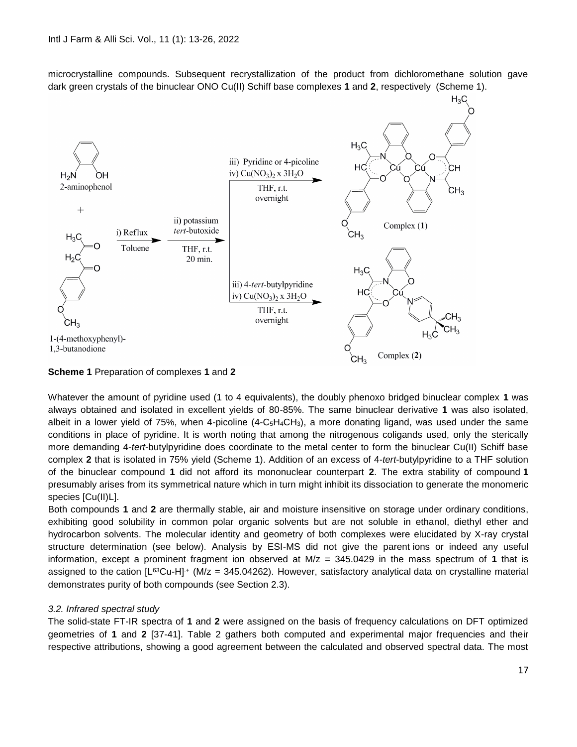microcrystalline compounds. Subsequent recrystallization of the product from dichloromethane solution gave dark green crystals of the binuclear ONO Cu(II) Schiff base complexes **1** and **2**, respectively (Scheme 1).

**Scheme 1** Preparation of complexes **1** and **2**

Whatever the amount of pyridine used (1 to 4 equivalents), the doubly phenoxo bridged binuclear complex **1** was always obtained and isolated in excellent yields of 80-85%. The same binuclear derivative **1** was also isolated, albeit in a lower yield of 75%, when 4-picoline (4-$C_5H_4CH_3$), a more donating ligand, was used under the same conditions in place of pyridine. It is worth noting that among the nitrogenous coligands used, only the sterically more demanding 4-*tert*-butylpyridine does coordinate to the metal center to form the binuclear Cu(II) Schiff base complex **2** that is isolated in 75% yield (Scheme 1). Addition of an excess of 4-*tert*-butylpyridine to a THF solution of the binuclear compound **1** did not afford its mononuclear counterpart **2**. The extra stability of compound **1** presumably arises from its symmetrical nature which in turn might inhibit its dissociation to generate the monomeric species [Cu(II)L].

Both compounds **1** and **2** are thermally stable, air and moisture insensitive on storage under ordinary conditions, exhibiting good solubility in common polar organic solvents but are not soluble in ethanol, diethyl ether and hydrocarbon solvents. The molecular identity and geometry of both complexes were elucidated by X-ray crystal structure determination (see below). Analysis by ESI-MS did not give the parent ions or indeed any useful information, except a prominent fragment ion observed at M/z = 345.0429 in the mass spectrum of **1** that is assigned to the cation $[L^{63}Cu\text{-}H]^{\cdot +}$ (M/z = 345.04262). However, satisfactory analytical data on crystalline material demonstrates purity of both compounds (see Section 2.3).

### *3.2. Infrared spectral study*

The solid-state FT-IR spectra of **1** and **2** were assigned on the basis of frequency calculations on DFT optimized geometries of **1** and **2** [37-41]. Table 2 gathers both computed and experimental major frequencies and their respective attributions, showing a good agreement between the calculated and observed spectral data. The most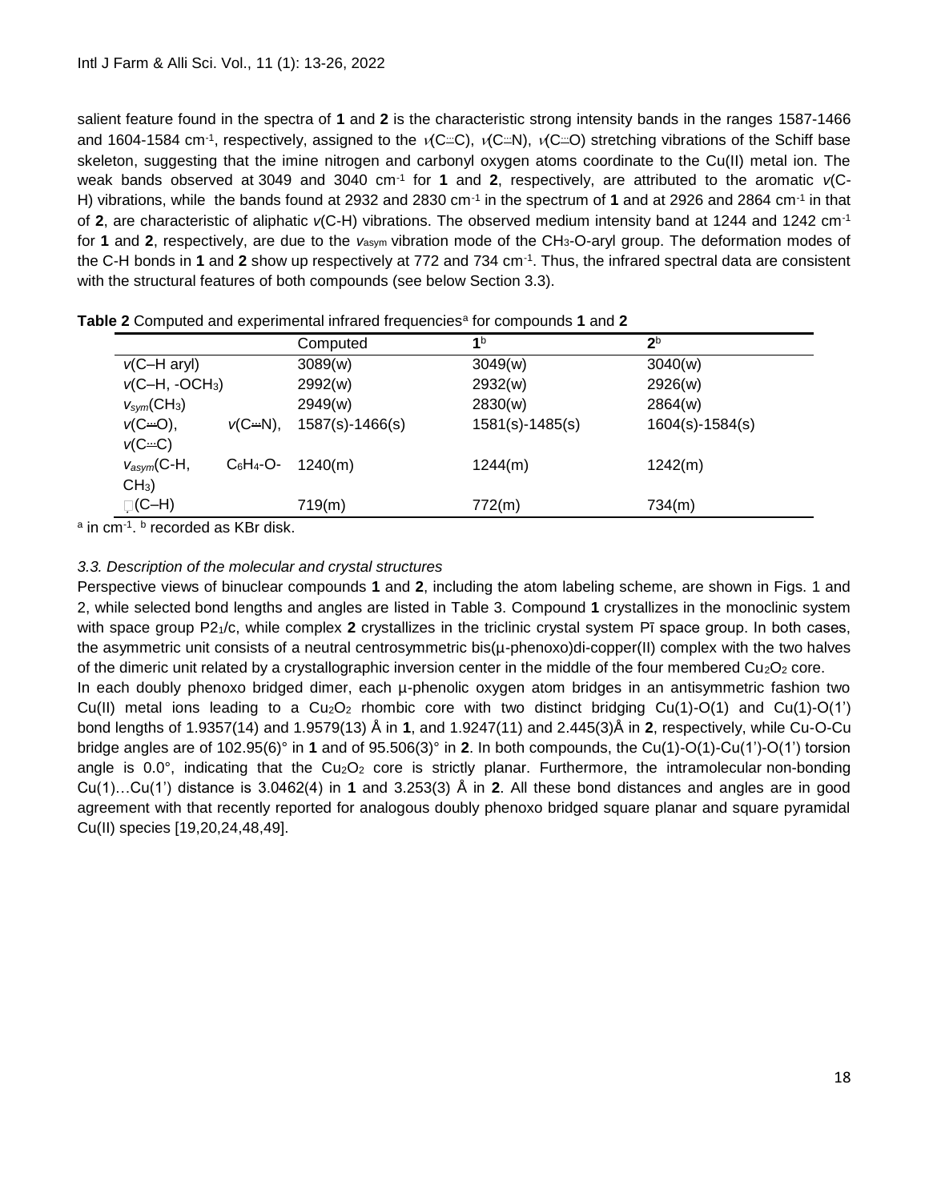salient feature found in the spectra of **1** and **2** is the characteristic strong intensity bands in the ranges 1587-1466 and 1604-1584 cm$^{-1}$, respectively, assigned to the $\nu$(C$\cdots$C), $\nu$(C$\cdots$N), $\nu$(C$\cdots$O) stretching vibrations of the Schiff base skeleton, suggesting that the imine nitrogen and carbonyl oxygen atoms coordinate to the Cu(II) metal ion. The weak bands observed at 3049 and 3040 cm$^{-1}$ for **1** and **2**, respectively, are attributed to the aromatic $\nu$(C-H) vibrations, while the bands found at 2932 and 2830 cm$^{-1}$ in the spectrum of **1** and at 2926 and 2864 cm$^{-1}$ in that of **2**, are characteristic of aliphatic $\nu$(C-H) vibrations. The observed medium intensity band at 1244 and 1242 cm$^{-1}$ for **1** and **2**, respectively, are due to the $\nu_{asym}$ vibration mode of the $CH_3$-O-aryl group. The deformation modes of the C-H bonds in **1** and **2** show up respectively at 772 and 734 cm$^{-1}$. Thus, the infrared spectral data are consistent with the structural features of both compounds (see below Section 3.3).

**Table 2** Computed and experimental infrared frequencies[a] for compounds **1** and **2**

| | Computed | **1**[b] | **2**[b] |
|---|---|---|---|
| $\nu$(C–H aryl) | 3089(w) | 3049(w) | 3040(w) |
| $\nu$(C–H, $-OCH_3$) | 2992(w) | 2932(w) | 2926(w) |
| $\nu_{sym}(CH_3)$ | 2949(w) | 2830(w) | 2864(w) |
| $\nu$(C$\cdots$O), $\nu$(C$\cdots$N), $\nu$(C$\cdots$C) | 1587(s)-1466(s) | 1581(s)-1485(s) | 1604(s)-1584(s) |
| $\nu_{asym}$(C-H, $C_6H_4$-O-$CH_3$) | 1240(m) | 1244(m) | 1242(m) |
| $\delta$(C–H) | 719(m) | 772(m) | 734(m) |

[a] in cm$^{-1}$. [b] recorded as KBr disk.

### *3.3. Description of the molecular and crystal structures*

Perspective views of binuclear compounds **1** and **2**, including the atom labeling scheme, are shown in Figs. 1 and 2, while selected bond lengths and angles are listed in Table 3. Compound **1** crystallizes in the monoclinic system with space group $P2_1/c$, while complex **2** crystallizes in the triclinic crystal system $P\bar{1}$ space group. In both cases, the asymmetric unit consists of a neutral centrosymmetric bis(μ-phenoxo)di-copper(II) complex with the two halves of the dimeric unit related by a crystallographic inversion center in the middle of the four membered $Cu_2O_2$ core.

In each doubly phenoxo bridged dimer, each μ-phenolic oxygen atom bridges in an antisymmetric fashion two Cu(II) metal ions leading to a $Cu_2O_2$ rhombic core with two distinct bridging Cu(1)-O(1) and Cu(1)-O(1') bond lengths of 1.9357(14) and 1.9579(13) Å in **1**, and 1.9247(11) and 2.445(3)Å in **2**, respectively, while Cu-O-Cu bridge angles are of 102.95(6)° in **1** and of 95.506(3)° in **2**. In both compounds, the Cu(1)-O(1)-Cu(1')-O(1') torsion angle is 0.0°, indicating that the $Cu_2O_2$ core is strictly planar. Furthermore, the intramolecular non-bonding Cu(1)…Cu(1') distance is 3.0462(4) in **1** and 3.253(3) Å in **2**. All these bond distances and angles are in good agreement with that recently reported for analogous doubly phenoxo bridged square planar and square pyramidal Cu(II) species [19,20,24,48,49].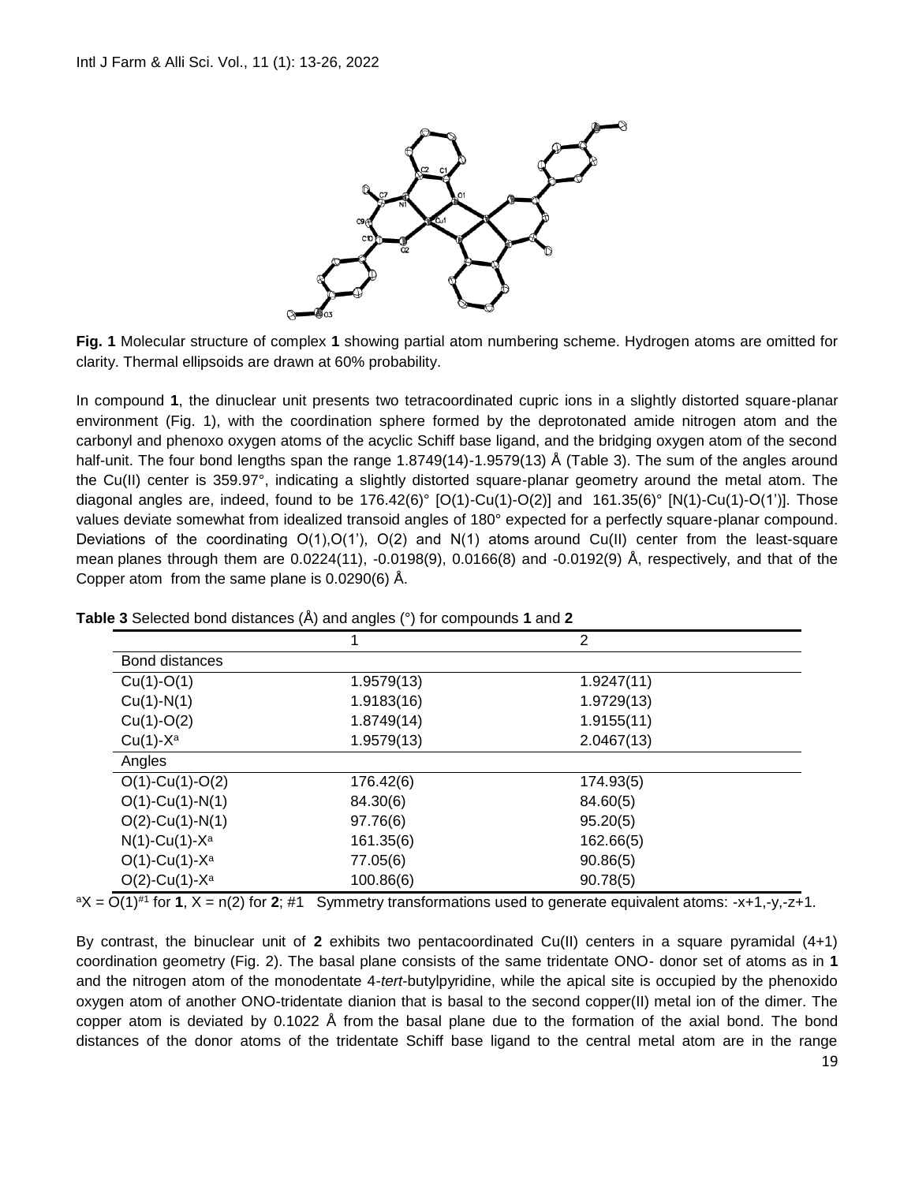**Fig. 1** Molecular structure of complex **1** showing partial atom numbering scheme. Hydrogen atoms are omitted for clarity. Thermal ellipsoids are drawn at 60% probability.

In compound **1**, the dinuclear unit presents two tetracoordinated cupric ions in a slightly distorted square-planar environment (Fig. 1), with the coordination sphere formed by the deprotonated amide nitrogen atom and the carbonyl and phenoxo oxygen atoms of the acyclic Schiff base ligand, and the bridging oxygen atom of the second half-unit. The four bond lengths span the range 1.8749(14)-1.9579(13) Å (Table 3). The sum of the angles around the Cu(II) center is 359.97°, indicating a slightly distorted square-planar geometry around the metal atom. The diagonal angles are, indeed, found to be 176.42(6)° [O(1)-Cu(1)-O(2)] and 161.35(6)° [N(1)-Cu(1)-O(1')]. Those values deviate somewhat from idealized transoid angles of 180° expected for a perfectly square-planar compound. Deviations of the coordinating O(1),O(1'), O(2) and N(1) atoms around Cu(II) center from the least-square mean planes through them are 0.0224(11), -0.0198(9), 0.0166(8) and -0.0192(9) Å, respectively, and that of the Copper atom from the same plane is 0.0290(6) Å.

**Table 3** Selected bond distances (Å) and angles (°) for compounds **1** and **2**

| | 1 | 2 |
|---|---|---|
| Bond distances | | |
| Cu(1)-O(1) | 1.9579(13) | 1.9247(11) |
| Cu(1)-N(1) | 1.9183(16) | 1.9729(13) |
| Cu(1)-O(2) | 1.8749(14) | 1.9155(11) |
| Cu(1)-X[a] | 1.9579(13) | 2.0467(13) |
| Angles | | |
| O(1)-Cu(1)-O(2) | 176.42(6) | 174.93(5) |
| O(1)-Cu(1)-N(1) | 84.30(6) | 84.60(5) |
| O(2)-Cu(1)-N(1) | 97.76(6) | 95.20(5) |
| N(1)-Cu(1)-X[a] | 161.35(6) | 162.66(5) |
| O(1)-Cu(1)-X[a] | 77.05(6) | 90.86(5) |
| O(2)-Cu(1)-X[a] | 100.86(6) | 90.78(5) |

[a]X = O(1)[#1] for **1**, X = n(2) for **2**; #1 Symmetry transformations used to generate equivalent atoms: -x+1,-y,-z+1.

By contrast, the binuclear unit of **2** exhibits two pentacoordinated Cu(II) centers in a square pyramidal (4+1) coordination geometry (Fig. 2). The basal plane consists of the same tridentate ONO- donor set of atoms as in **1** and the nitrogen atom of the monodentate 4-*tert*-butylpyridine, while the apical site is occupied by the phenoxido oxygen atom of another ONO-tridentate dianion that is basal to the second copper(II) metal ion of the dimer. The copper atom is deviated by 0.1022 Å from the basal plane due to the formation of the axial bond. The bond distances of the donor atoms of the tridentate Schiff base ligand to the central metal atom are in the range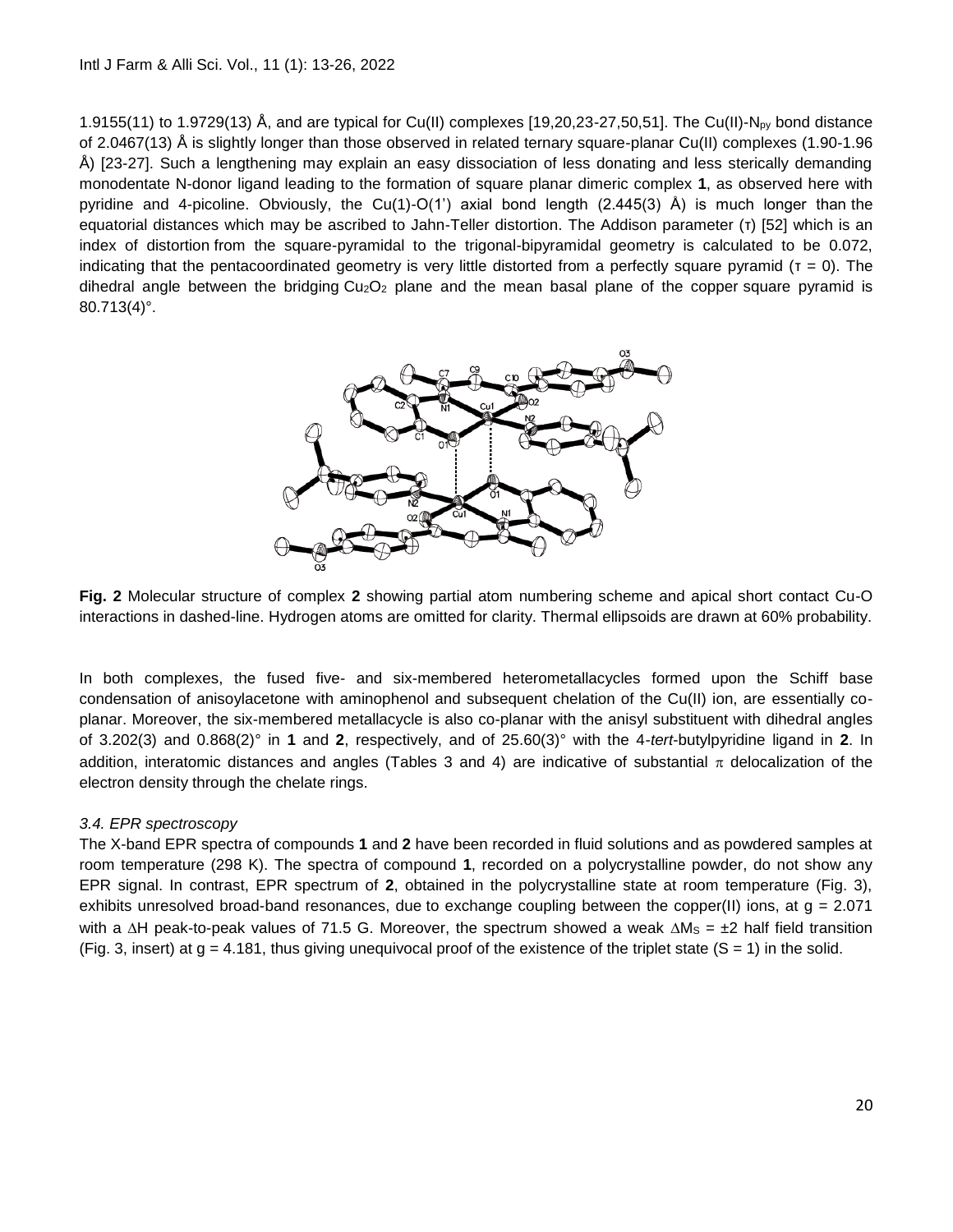1.9155(11) to 1.9729(13) Å, and are typical for Cu(II) complexes [19,20,23-27,50,51]. The Cu(II)-$N_{py}$ bond distance of 2.0467(13) Å is slightly longer than those observed in related ternary square-planar Cu(II) complexes (1.90-1.96 Å) [23-27]. Such a lengthening may explain an easy dissociation of less donating and less sterically demanding monodentate N-donor ligand leading to the formation of square planar dimeric complex **1**, as observed here with pyridine and 4-picoline. Obviously, the Cu(1)-O(1') axial bond length (2.445(3) Å) is much longer than the equatorial distances which may be ascribed to Jahn-Teller distortion. The Addison parameter ($\tau$) [52] which is an index of distortion from the square-pyramidal to the trigonal-bipyramidal geometry is calculated to be 0.072, indicating that the pentacoordinated geometry is very little distorted from a perfectly square pyramid ($\tau$ = 0). The dihedral angle between the bridging $Cu_2O_2$ plane and the mean basal plane of the copper square pyramid is 80.713(4)°.

**Fig. 2** Molecular structure of complex **2** showing partial atom numbering scheme and apical short contact Cu-O interactions in dashed-line. Hydrogen atoms are omitted for clarity. Thermal ellipsoids are drawn at 60% probability.

In both complexes, the fused five- and six-membered heterometallacycles formed upon the Schiff base condensation of anisoylacetone with aminophenol and subsequent chelation of the Cu(II) ion, are essentially co-planar. Moreover, the six-membered metallacycle is also co-planar with the anisyl substituent with dihedral angles of 3.202(3) and 0.868(2)° in **1** and **2**, respectively, and of 25.60(3)° with the 4-*tert*-butylpyridine ligand in **2**. In addition, interatomic distances and angles (Tables 3 and 4) are indicative of substantial $\pi$ delocalization of the electron density through the chelate rings.

### *3.4. EPR spectroscopy*

The X-band EPR spectra of compounds **1** and **2** have been recorded in fluid solutions and as powdered samples at room temperature (298 K). The spectra of compound **1**, recorded on a polycrystalline powder, do not show any EPR signal. In contrast, EPR spectrum of **2**, obtained in the polycrystalline state at room temperature (Fig. 3), exhibits unresolved broad-band resonances, due to exchange coupling between the copper(II) ions, at g = 2.071 with a $\Delta$H peak-to-peak values of 71.5 G. Moreover, the spectrum showed a weak $\Delta M_S = \pm 2$ half field transition (Fig. 3, insert) at g = 4.181, thus giving unequivocal proof of the existence of the triplet state (S = 1) in the solid.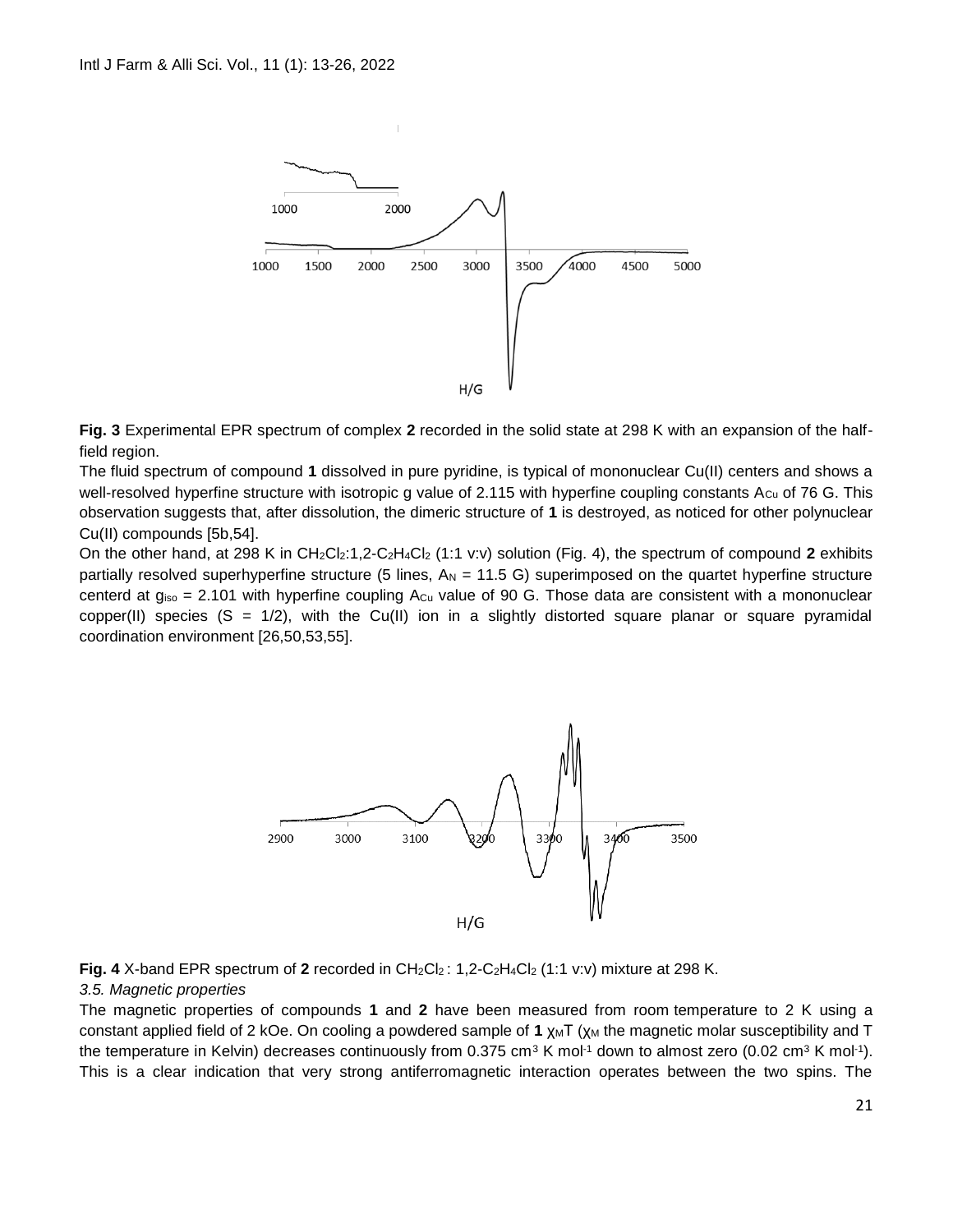**Fig. 3** Experimental EPR spectrum of complex **2** recorded in the solid state at 298 K with an expansion of the half-field region.

The fluid spectrum of compound **1** dissolved in pure pyridine, is typical of mononuclear Cu(II) centers and shows a well-resolved hyperfine structure with isotropic g value of 2.115 with hyperfine coupling constants $A_{Cu}$ of 76 G. This observation suggests that, after dissolution, the dimeric structure of **1** is destroyed, as noticed for other polynuclear Cu(II) compounds [5b,54].

On the other hand, at 298 K in $CH_2Cl_2$:1,2-$C_2H_4Cl_2$ (1:1 v:v) solution (Fig. 4), the spectrum of compound **2** exhibits partially resolved superhyperfine structure (5 lines, $A_N$ = 11.5 G) superimposed on the quartet hyperfine structure centerd at $g_{iso}$ = 2.101 with hyperfine coupling $A_{Cu}$ value of 90 G. Those data are consistent with a mononuclear copper(II) species (S = 1/2), with the Cu(II) ion in a slightly distorted square planar or square pyramidal coordination environment [26,50,53,55].

**Fig. 4** X-band EPR spectrum of **2** recorded in $CH_2Cl_2$ : 1,2-$C_2H_4Cl_2$ (1:1 v:v) mixture at 298 K.

*3.5. Magnetic properties*

The magnetic properties of compounds **1** and **2** have been measured from room temperature to 2 K using a constant applied field of 2 kOe. On cooling a powdered sample of **1** $\chi_M T$ ($\chi_M$ the magnetic molar susceptibility and T the temperature in Kelvin) decreases continuously from 0.375 cm$^3$ K mol$^{-1}$ down to almost zero (0.02 cm$^3$ K mol$^{-1}$). This is a clear indication that very strong antiferromagnetic interaction operates between the two spins. The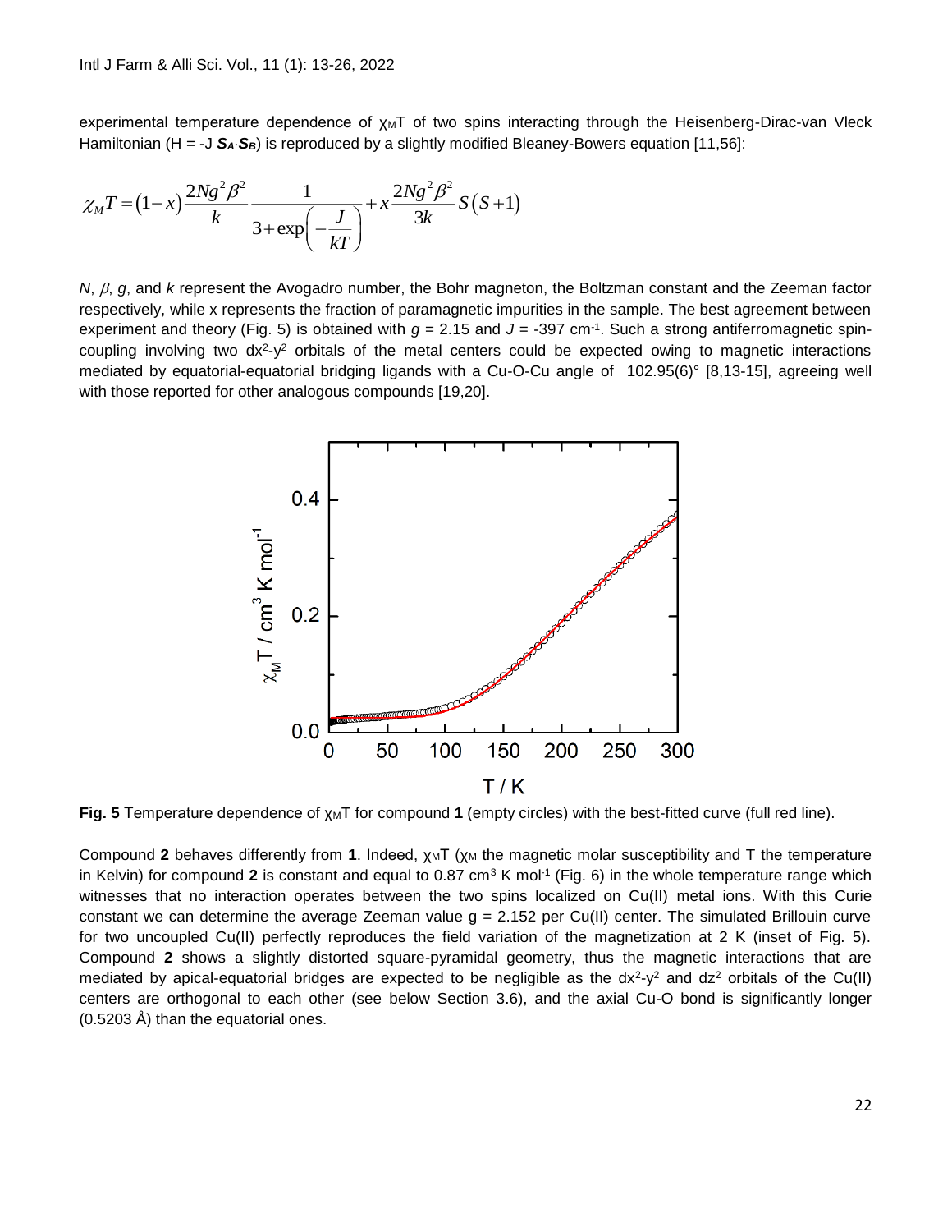experimental temperature dependence of $\chi_M T$ of two spins interacting through the Heisenberg-Dirac-van Vleck Hamiltonian (H = -J $\boldsymbol{S_A} \cdot \boldsymbol{S_B}$) is reproduced by a slightly modified Bleaney-Bowers equation [11,56]:

$$\chi_M T = (1-x)\frac{2Ng^2\beta^2}{k}\frac{1}{3+\exp\left(-\frac{J}{kT}\right)} + x\frac{2Ng^2\beta^2}{3k}S(S+1)$$

*N*, $\beta$, *g*, and *k* represent the Avogadro number, the Bohr magneton, the Boltzman constant and the Zeeman factor respectively, while x represents the fraction of paramagnetic impurities in the sample. The best agreement between experiment and theory (Fig. 5) is obtained with $g$ = 2.15 and $J$ = -397 cm$^{-1}$. Such a strong antiferromagnetic spin-coupling involving two $dx^2$-$y^2$ orbitals of the metal centers could be expected owing to magnetic interactions mediated by equatorial-equatorial bridging ligands with a Cu-O-Cu angle of 102.95(6)° [8,13-15], agreeing well with those reported for other analogous compounds [19,20].

**Fig. 5** Temperature dependence of $\chi_M T$ for compound **1** (empty circles) with the best-fitted curve (full red line).

Compound **2** behaves differently from **1**. Indeed, $\chi_M T$ ($\chi_M$ the magnetic molar susceptibility and T the temperature in Kelvin) for compound **2** is constant and equal to 0.87 cm$^3$ K mol$^{-1}$ (Fig. 6) in the whole temperature range which witnesses that no interaction operates between the two spins localized on Cu(II) metal ions. With this Curie constant we can determine the average Zeeman value g = 2.152 per Cu(II) center. The simulated Brillouin curve for two uncoupled Cu(II) perfectly reproduces the field variation of the magnetization at 2 K (inset of Fig. 5). Compound **2** shows a slightly distorted square-pyramidal geometry, thus the magnetic interactions that are mediated by apical-equatorial bridges are expected to be negligible as the $dx^2$-$y^2$ and $dz^2$ orbitals of the Cu(II) centers are orthogonal to each other (see below Section 3.6), and the axial Cu-O bond is significantly longer (0.5203 Å) than the equatorial ones.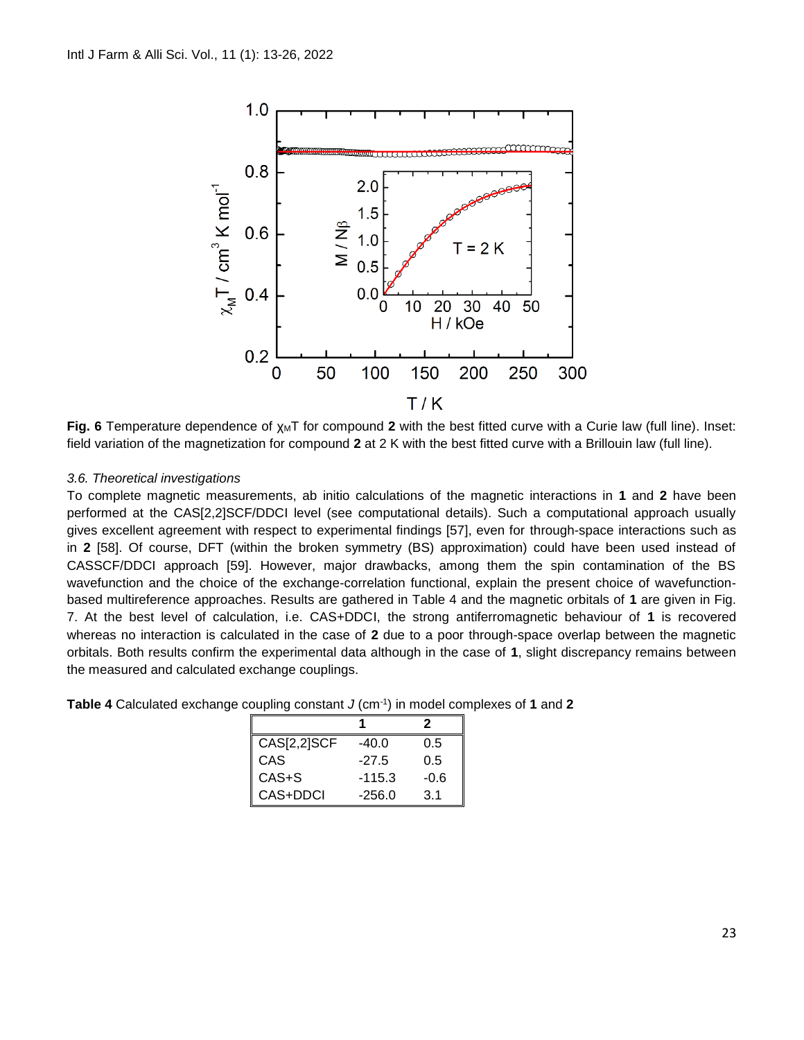**Fig. 6** Temperature dependence of $\chi_M T$ for compound **2** with the best fitted curve with a Curie law (full line). Inset: field variation of the magnetization for compound **2** at 2 K with the best fitted curve with a Brillouin law (full line).

### *3.6. Theoretical investigations*

To complete magnetic measurements, ab initio calculations of the magnetic interactions in **1** and **2** have been performed at the CAS[2,2]SCF/DDCI level (see computational details). Such a computational approach usually gives excellent agreement with respect to experimental findings [57], even for through-space interactions such as in **2** [58]. Of course, DFT (within the broken symmetry (BS) approximation) could have been used instead of CASSCF/DDCI approach [59]. However, major drawbacks, among them the spin contamination of the BS wavefunction and the choice of the exchange-correlation functional, explain the present choice of wavefunction-based multireference approaches. Results are gathered in Table 4 and the magnetic orbitals of **1** are given in Fig. 7. At the best level of calculation, i.e. CAS+DDCI, the strong antiferromagnetic behaviour of **1** is recovered whereas no interaction is calculated in the case of **2** due to a poor through-space overlap between the magnetic orbitals. Both results confirm the experimental data although in the case of **1**, slight discrepancy remains between the measured and calculated exchange couplings.

**Table 4** Calculated exchange coupling constant $J$ ($cm^{-1}$) in model complexes of **1** and **2**

| | **1** | **2** |
|---|---|---|
| CAS[2,2]SCF | -40.0 | 0.5 |
| CAS | -27.5 | 0.5 |
| CAS+S | -115.3 | -0.6 |
| CAS+DDCI | -256.0 | 3.1 |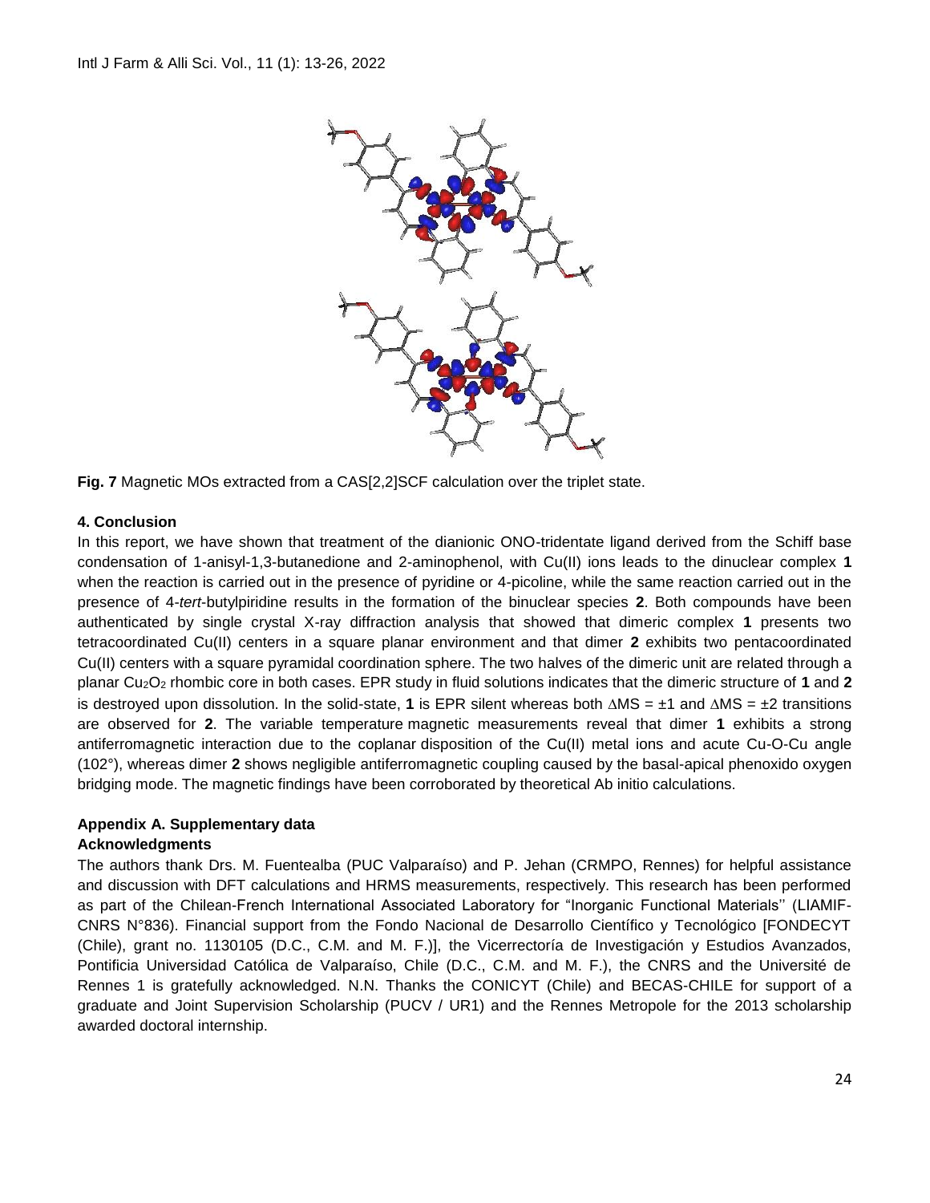**Fig. 7** Magnetic MOs extracted from a CAS[2,2]SCF calculation over the triplet state.

## 4. Conclusion

In this report, we have shown that treatment of the dianionic ONO-tridentate ligand derived from the Schiff base condensation of 1-anisyl-1,3-butanedione and 2-aminophenol, with Cu(II) ions leads to the dinuclear complex **1** when the reaction is carried out in the presence of pyridine or 4-picoline, while the same reaction carried out in the presence of 4-*tert*-butylpiridine results in the formation of the binuclear species **2**. Both compounds have been authenticated by single crystal X-ray diffraction analysis that showed that dimeric complex **1** presents two tetracoordinated Cu(II) centers in a square planar environment and that dimer **2** exhibits two pentacoordinated Cu(II) centers with a square pyramidal coordination sphere. The two halves of the dimeric unit are related through a planar $Cu_2O_2$ rhombic core in both cases. EPR study in fluid solutions indicates that the dimeric structure of **1** and **2** is destroyed upon dissolution. In the solid-state, **1** is EPR silent whereas both $\Delta MS = \pm 1$ and $\Delta MS = \pm 2$ transitions are observed for **2**. The variable temperature magnetic measurements reveal that dimer **1** exhibits a strong antiferromagnetic interaction due to the coplanar disposition of the Cu(II) metal ions and acute Cu-O-Cu angle (102°), whereas dimer **2** shows negligible antiferromagnetic coupling caused by the basal-apical phenoxido oxygen bridging mode. The magnetic findings have been corroborated by theoretical Ab initio calculations.

### Appendix A. Supplementary data

### Acknowledgments

The authors thank Drs. M. Fuentealba (PUC Valparaíso) and P. Jehan (CRMPO, Rennes) for helpful assistance and discussion with DFT calculations and HRMS measurements, respectively. This research has been performed as part of the Chilean-French International Associated Laboratory for "Inorganic Functional Materials'' (LIAMIF-CNRS N°836). Financial support from the Fondo Nacional de Desarrollo Científico y Tecnológico [FONDECYT (Chile), grant no. 1130105 (D.C., C.M. and M. F.)], the Vicerrectoría de Investigación y Estudios Avanzados, Pontificia Universidad Católica de Valparaíso, Chile (D.C., C.M. and M. F.), the CNRS and the Université de Rennes 1 is gratefully acknowledged. N.N. Thanks the CONICYT (Chile) and BECAS-CHILE for support of a graduate and Joint Supervision Scholarship (PUCV / UR1) and the Rennes Metropole for the 2013 scholarship awarded doctoral internship.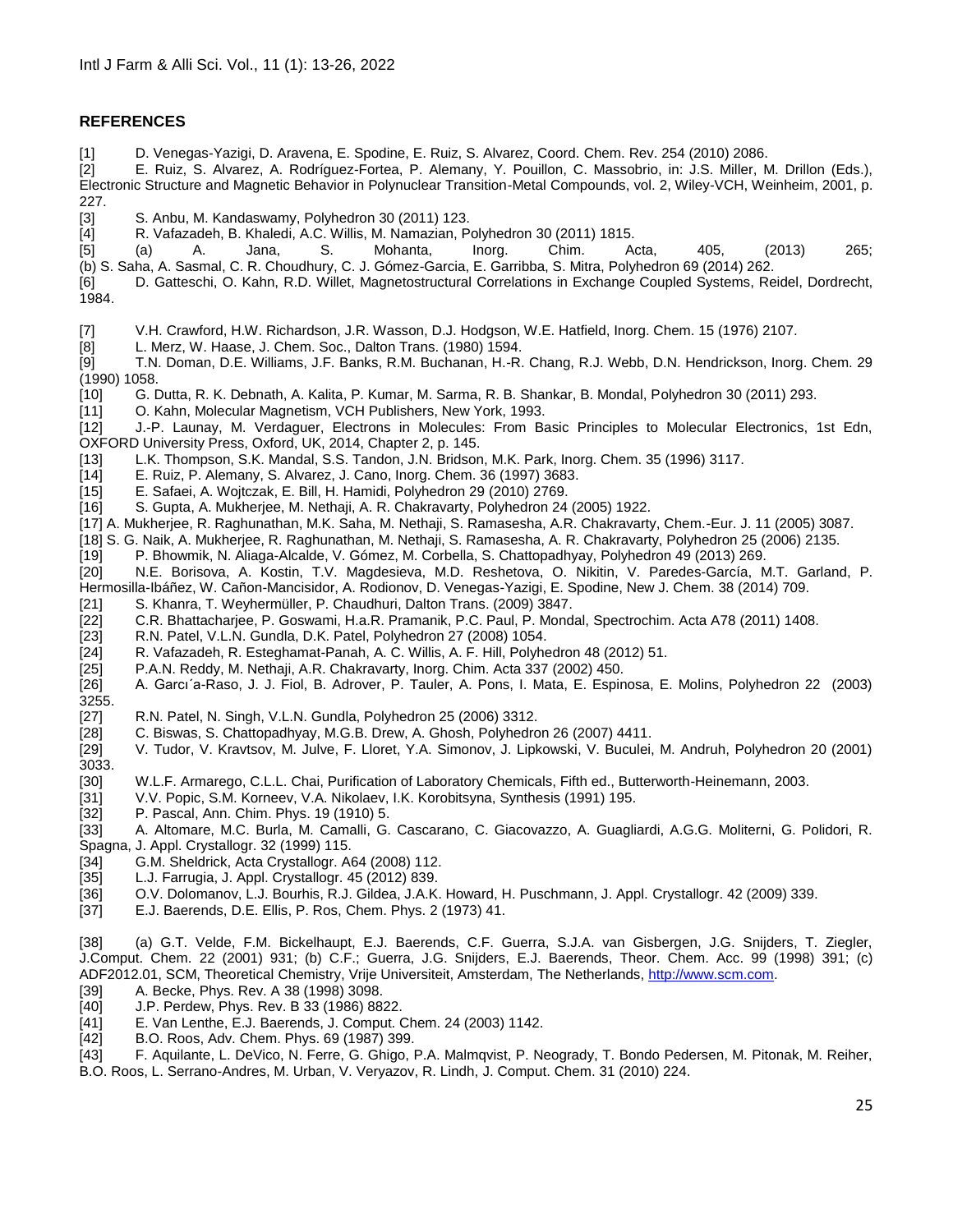## REFERENCES

[1] D. Venegas-Yazigi, D. Aravena, E. Spodine, E. Ruiz, S. Alvarez, Coord. Chem. Rev. 254 (2010) 2086.

[2] E. Ruiz, S. Alvarez, A. Rodríguez-Fortea, P. Alemany, Y. Pouillon, C. Massobrio, in: J.S. Miller, M. Drillon (Eds.), Electronic Structure and Magnetic Behavior in Polynuclear Transition-Metal Compounds, vol. 2, Wiley-VCH, Weinheim, 2001, p. 227.

[3] S. Anbu, M. Kandaswamy, Polyhedron 30 (2011) 123.

[4] R. Vafazadeh, B. Khaledi, A.C. Willis, M. Namazian, Polyhedron 30 (2011) 1815.

[5] (a) A. Jana, S. Mohanta, Inorg. Chim. Acta, 405, (2013) 265; (b) S. Saha, A. Sasmal, C. R. Choudhury, C. J. Gómez-Garcia, E. Garribba, S. Mitra, Polyhedron 69 (2014) 262.

[6] D. Gatteschi, O. Kahn, R.D. Willet, Magnetostructural Correlations in Exchange Coupled Systems, Reidel, Dordrecht, 1984.

[7] V.H. Crawford, H.W. Richardson, J.R. Wasson, D.J. Hodgson, W.E. Hatfield, Inorg. Chem. 15 (1976) 2107.

[8] L. Merz, W. Haase, J. Chem. Soc., Dalton Trans. (1980) 1594.

[9] T.N. Doman, D.E. Williams, J.F. Banks, R.M. Buchanan, H.-R. Chang, R.J. Webb, D.N. Hendrickson, Inorg. Chem. 29 (1990) 1058.

[10] G. Dutta, R. K. Debnath, A. Kalita, P. Kumar, M. Sarma, R. B. Shankar, B. Mondal, Polyhedron 30 (2011) 293.

[11] O. Kahn, Molecular Magnetism, VCH Publishers, New York, 1993.

[12] J.-P. Launay, M. Verdaguer, Electrons in Molecules: From Basic Principles to Molecular Electronics, 1st Edn, OXFORD University Press, Oxford, UK, 2014, Chapter 2, p. 145.

[13] L.K. Thompson, S.K. Mandal, S.S. Tandon, J.N. Bridson, M.K. Park, Inorg. Chem. 35 (1996) 3117.

[14] E. Ruiz, P. Alemany, S. Alvarez, J. Cano, Inorg. Chem. 36 (1997) 3683.

[15] E. Safaei, A. Wojtczak, E. Bill, H. Hamidi, Polyhedron 29 (2010) 2769.

[16] S. Gupta, A. Mukherjee, M. Nethaji, A. R. Chakravarty, Polyhedron 24 (2005) 1922.

[17] A. Mukherjee, R. Raghunathan, M.K. Saha, M. Nethaji, S. Ramasesha, A.R. Chakravarty, Chem.-Eur. J. 11 (2005) 3087.

[18] S. G. Naik, A. Mukherjee, R. Raghunathan, M. Nethaji, S. Ramasesha, A. R. Chakravarty, Polyhedron 25 (2006) 2135.

[19] P. Bhowmik, N. Aliaga-Alcalde, V. Gómez, M. Corbella, S. Chattopadhyay, Polyhedron 49 (2013) 269.

[20] N.E. Borisova, A. Kostin, T.V. Magdesieva, M.D. Reshetova, O. Nikitin, V. Paredes-García, M.T. Garland, P. Hermosilla-Ibáñez, W. Cañon-Mancisidor, A. Rodionov, D. Venegas-Yazigi, E. Spodine, New J. Chem. 38 (2014) 709.

[21] S. Khanra, T. Weyhermüller, P. Chaudhuri, Dalton Trans. (2009) 3847.

[22] C.R. Bhattacharjee, P. Goswami, H.a.R. Pramanik, P.C. Paul, P. Mondal, Spectrochim. Acta A78 (2011) 1408.

[23] R.N. Patel, V.L.N. Gundla, D.K. Patel, Polyhedron 27 (2008) 1054.

[24] R. Vafazadeh, R. Esteghamat-Panah, A. C. Willis, A. F. Hill, Polyhedron 48 (2012) 51.

[25] P.A.N. Reddy, M. Nethaji, A.R. Chakravarty, Inorg. Chim. Acta 337 (2002) 450.

[26] A. Garcı´a-Raso, J. J. Fiol, B. Adrover, P. Tauler, A. Pons, I. Mata, E. Espinosa, E. Molins, Polyhedron 22 (2003) 3255.

[27] R.N. Patel, N. Singh, V.L.N. Gundla, Polyhedron 25 (2006) 3312.

[28] C. Biswas, S. Chattopadhyay, M.G.B. Drew, A. Ghosh, Polyhedron 26 (2007) 4411.

[29] V. Tudor, V. Kravtsov, M. Julve, F. Lloret, Y.A. Simonov, J. Lipkowski, V. Buculei, M. Andruh, Polyhedron 20 (2001) 3033.

[30] W.L.F. Armarego, C.L.L. Chai, Purification of Laboratory Chemicals, Fifth ed., Butterworth-Heinemann, 2003.

[31] V.V. Popic, S.M. Korneev, V.A. Nikolaev, I.K. Korobitsyna, Synthesis (1991) 195.

[32] P. Pascal, Ann. Chim. Phys. 19 (1910) 5.

[33] A. Altomare, M.C. Burla, M. Camalli, G. Cascarano, C. Giacovazzo, A. Guagliardi, A.G.G. Moliterni, G. Polidori, R. Spagna, J. Appl. Crystallogr. 32 (1999) 115.

[34] G.M. Sheldrick, Acta Crystallogr. A64 (2008) 112.

[35] L.J. Farrugia, J. Appl. Crystallogr. 45 (2012) 839.

[36] O.V. Dolomanov, L.J. Bourhis, R.J. Gildea, J.A.K. Howard, H. Puschmann, J. Appl. Crystallogr. 42 (2009) 339.

[37] E.J. Baerends, D.E. Ellis, P. Ros, Chem. Phys. 2 (1973) 41.

[38] (a) G.T. Velde, F.M. Bickelhaupt, E.J. Baerends, C.F. Guerra, S.J.A. van Gisbergen, J.G. Snijders, T. Ziegler, J.Comput. Chem. 22 (2001) 931; (b) C.F.; Guerra, J.G. Snijders, E.J. Baerends, Theor. Chem. Acc. 99 (1998) 391; (c) ADF2012.01, SCM, Theoretical Chemistry, Vrije Universiteit, Amsterdam, The Netherlands, http://www.scm.com.

[39] A. Becke, Phys. Rev. A 38 (1998) 3098.

[40] J.P. Perdew, Phys. Rev. B 33 (1986) 8822.

[41] E. Van Lenthe, E.J. Baerends, J. Comput. Chem. 24 (2003) 1142.

[42] B.O. Roos, Adv. Chem. Phys. 69 (1987) 399.

[43] F. Aquilante, L. DeVico, N. Ferre, G. Ghigo, P.A. Malmqvist, P. Neogrady, T. Bondo Pedersen, M. Pitonak, M. Reiher, B.O. Roos, L. Serrano-Andres, M. Urban, V. Veryazov, R. Lindh, J. Comput. Chem. 31 (2010) 224.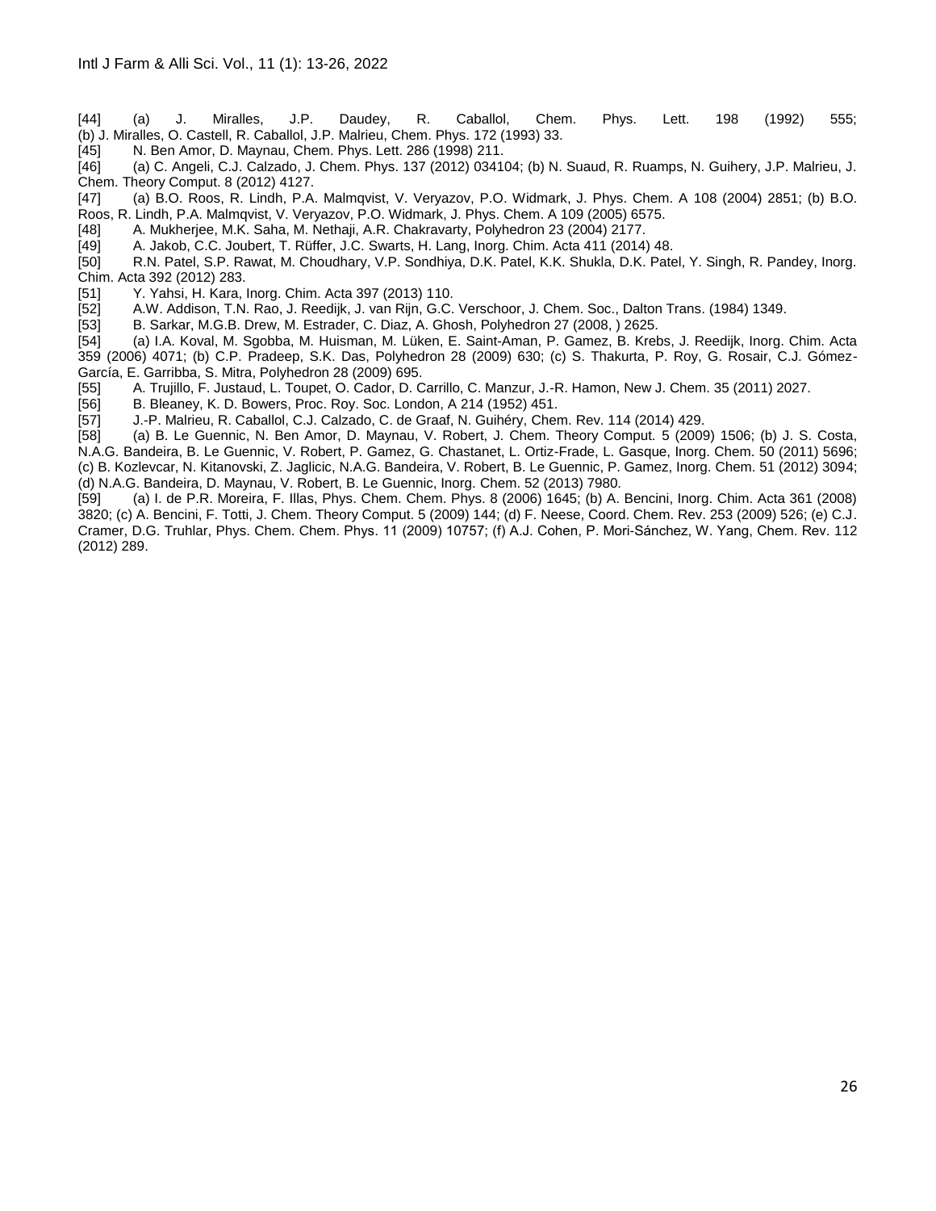[44] (a) J. Miralles, J.P. Daudey, R. Caballol, Chem. Phys. Lett. 198 (1992) 555; (b) J. Miralles, O. Castell, R. Caballol, J.P. Malrieu, Chem. Phys. 172 (1993) 33.

[45] N. Ben Amor, D. Maynau, Chem. Phys. Lett. 286 (1998) 211.

[46] (a) C. Angeli, C.J. Calzado, J. Chem. Phys. 137 (2012) 034104; (b) N. Suaud, R. Ruamps, N. Guihery, J.P. Malrieu, J. Chem. Theory Comput. 8 (2012) 4127.

[47] (a) B.O. Roos, R. Lindh, P.A. Malmqvist, V. Veryazov, P.O. Widmark, J. Phys. Chem. A 108 (2004) 2851; (b) B.O. Roos, R. Lindh, P.A. Malmqvist, V. Veryazov, P.O. Widmark, J. Phys. Chem. A 109 (2005) 6575.

[48] A. Mukherjee, M.K. Saha, M. Nethaji, A.R. Chakravarty, Polyhedron 23 (2004) 2177.

[49] A. Jakob, C.C. Joubert, T. Rüffer, J.C. Swarts, H. Lang, Inorg. Chim. Acta 411 (2014) 48.

[50] R.N. Patel, S.P. Rawat, M. Choudhary, V.P. Sondhiya, D.K. Patel, K.K. Shukla, D.K. Patel, Y. Singh, R. Pandey, Inorg. Chim. Acta 392 (2012) 283.

[51] Y. Yahsi, H. Kara, Inorg. Chim. Acta 397 (2013) 110.

[52] A.W. Addison, T.N. Rao, J. Reedijk, J. van Rijn, G.C. Verschoor, J. Chem. Soc., Dalton Trans. (1984) 1349.

[53] B. Sarkar, M.G.B. Drew, M. Estrader, C. Diaz, A. Ghosh, Polyhedron 27 (2008, ) 2625.

[54] (a) I.A. Koval, M. Sgobba, M. Huisman, M. Lüken, E. Saint-Aman, P. Gamez, B. Krebs, J. Reedijk, Inorg. Chim. Acta 359 (2006) 4071; (b) C.P. Pradeep, S.K. Das, Polyhedron 28 (2009) 630; (c) S. Thakurta, P. Roy, G. Rosair, C.J. Gómez-García, E. Garribba, S. Mitra, Polyhedron 28 (2009) 695.

[55] A. Trujillo, F. Justaud, L. Toupet, O. Cador, D. Carrillo, C. Manzur, J.-R. Hamon, New J. Chem. 35 (2011) 2027.

[56] B. Bleaney, K. D. Bowers, Proc. Roy. Soc. London, A 214 (1952) 451.

[57] J.-P. Malrieu, R. Caballol, C.J. Calzado, C. de Graaf, N. Guihéry, Chem. Rev. 114 (2014) 429.

[58] (a) B. Le Guennic, N. Ben Amor, D. Maynau, V. Robert, J. Chem. Theory Comput. 5 (2009) 1506; (b) J. S. Costa, N.A.G. Bandeira, B. Le Guennic, V. Robert, P. Gamez, G. Chastanet, L. Ortiz-Frade, L. Gasque, Inorg. Chem. 50 (2011) 5696; (c) B. Kozlevcar, N. Kitanovski, Z. Jaglicic, N.A.G. Bandeira, V. Robert, B. Le Guennic, P. Gamez, Inorg. Chem. 51 (2012) 3094; (d) N.A.G. Bandeira, D. Maynau, V. Robert, B. Le Guennic, Inorg. Chem. 52 (2013) 7980.

[59] (a) I. de P.R. Moreira, F. Illas, Phys. Chem. Chem. Phys. 8 (2006) 1645; (b) A. Bencini, Inorg. Chim. Acta 361 (2008) 3820; (c) A. Bencini, F. Totti, J. Chem. Theory Comput. 5 (2009) 144; (d) F. Neese, Coord. Chem. Rev. 253 (2009) 526; (e) C.J. Cramer, D.G. Truhlar, Phys. Chem. Chem. Phys. 11 (2009) 10757; (f) A.J. Cohen, P. Mori-Sánchez, W. Yang, Chem. Rev. 112 (2012) 289.